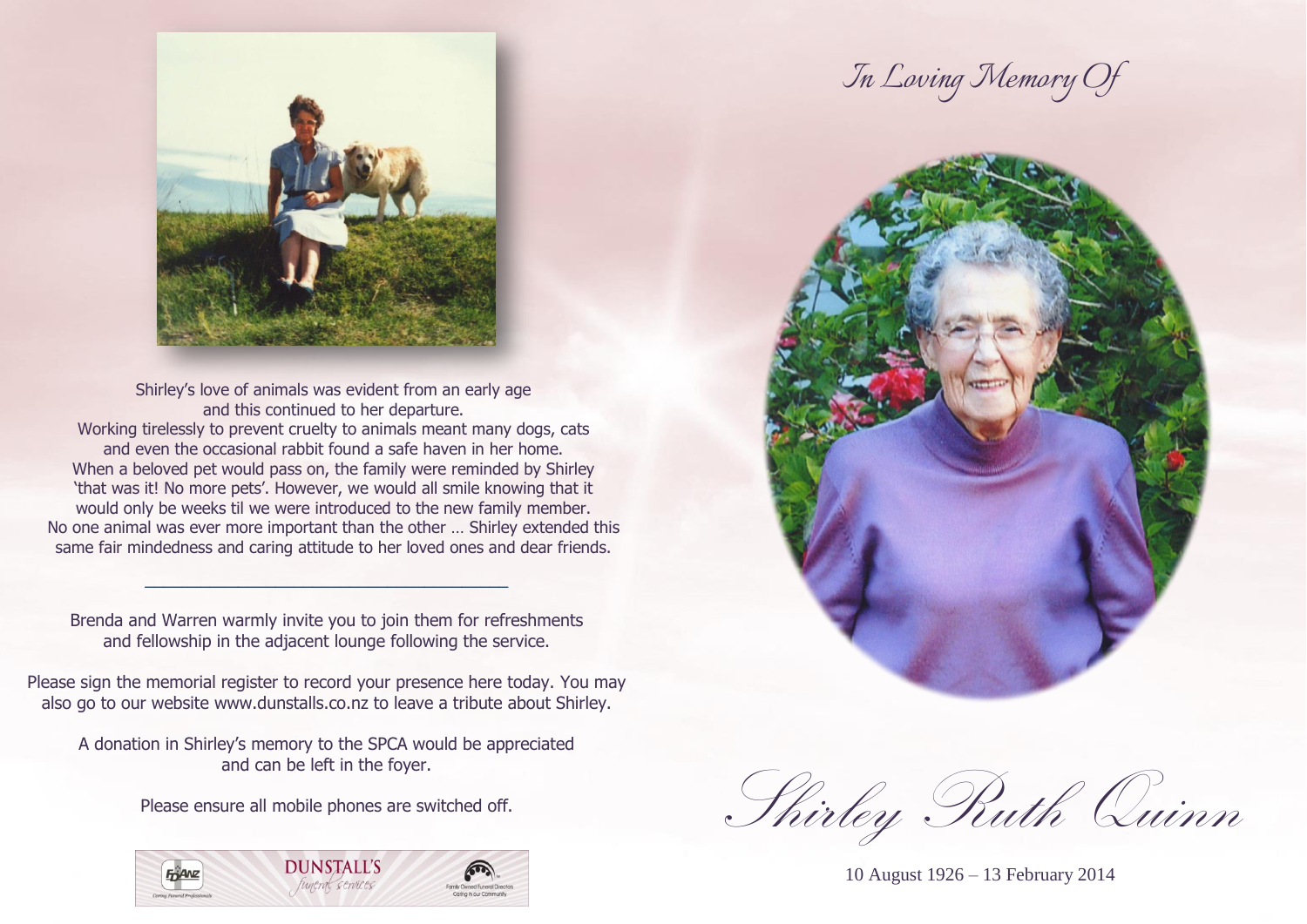# In Loving Memory Of

# Shirley Ruth Quinn

10 August 1926 – 13 February 2014

Shirley's love of animals was evident from an early age and this continued to her departure. Working tirelessly to prevent cruelty to animals meant many dogs, cats and even the occasional rabbit found a safe haven in her home. When a beloved pet would pass on, the family were reminded by Shirley 'that was it! No more pets'. However, we would all smile knowing that it would only be weeks til we were introduced to the new family member. No one animal was ever more important than the other … Shirley extended this same fair mindedness and caring attitude to her loved ones and dear friends.

---

Brenda and Warren warmly invite you to join them for refreshments and fellowship in the adjacent lounge following the service.

Please sign the memorial register to record your presence here today. You may also go to our website www.dunstalls.co.nz to leave a tribute about Shirley.

A donation in Shirley's memory to the SPCA would be appreciated and can be left in the foyer.

Please ensure all mobile phones are switched off.

FDANZ Caring Funeral Professionals — DUNSTALL'S funeral services — Family Owned Funeral Directors Caring in our Community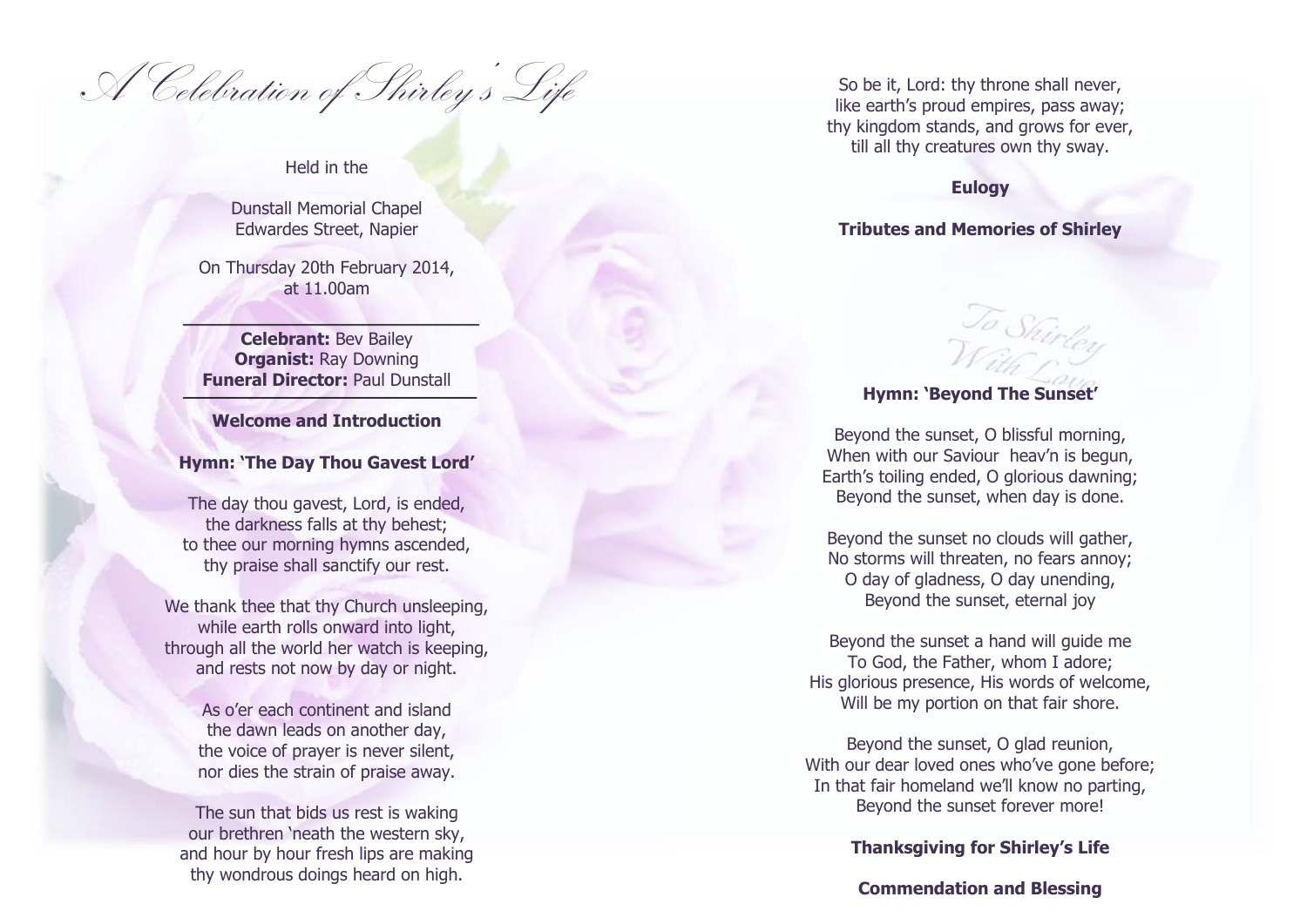# *A Celebration of Shirley's Life*

Held in the

Dunstall Memorial Chapel
Edwardes Street, Napier

On Thursday 20th February 2014,
at 11.00am

---

**Celebrant:** Bev Bailey
**Organist:** Ray Downing
**Funeral Director:** Paul Dunstall

---

**Welcome and Introduction**

**Hymn: 'The Day Thou Gavest Lord'**

The day thou gavest, Lord, is ended,
the darkness falls at thy behest;
to thee our morning hymns ascended,
thy praise shall sanctify our rest.

We thank thee that thy Church unsleeping,
while earth rolls onward into light,
through all the world her watch is keeping,
and rests not now by day or night.

As o'er each continent and island
the dawn leads on another day,
the voice of prayer is never silent,
nor dies the strain of praise away.

The sun that bids us rest is waking
our brethren 'neath the western sky,
and hour by hour fresh lips are making
thy wondrous doings heard on high.

So be it, Lord: thy throne shall never,
like earth's proud empires, pass away;
thy kingdom stands, and grows for ever,
till all thy creatures own thy sway.

**Eulogy**

**Tributes and Memories of Shirley**

*To Shirley With Love*

**Hymn: 'Beyond The Sunset'**

Beyond the sunset, O blissful morning,
When with our Saviour heav'n is begun,
Earth's toiling ended, O glorious dawning;
Beyond the sunset, when day is done.

Beyond the sunset no clouds will gather,
No storms will threaten, no fears annoy;
O day of gladness, O day unending,
Beyond the sunset, eternal joy

Beyond the sunset a hand will guide me
To God, the Father, whom I adore;
His glorious presence, His words of welcome,
Will be my portion on that fair shore.

Beyond the sunset, O glad reunion,
With our dear loved ones who've gone before;
In that fair homeland we'll know no parting,
Beyond the sunset forever more!

**Thanksgiving for Shirley's Life**

**Commendation and Blessing**